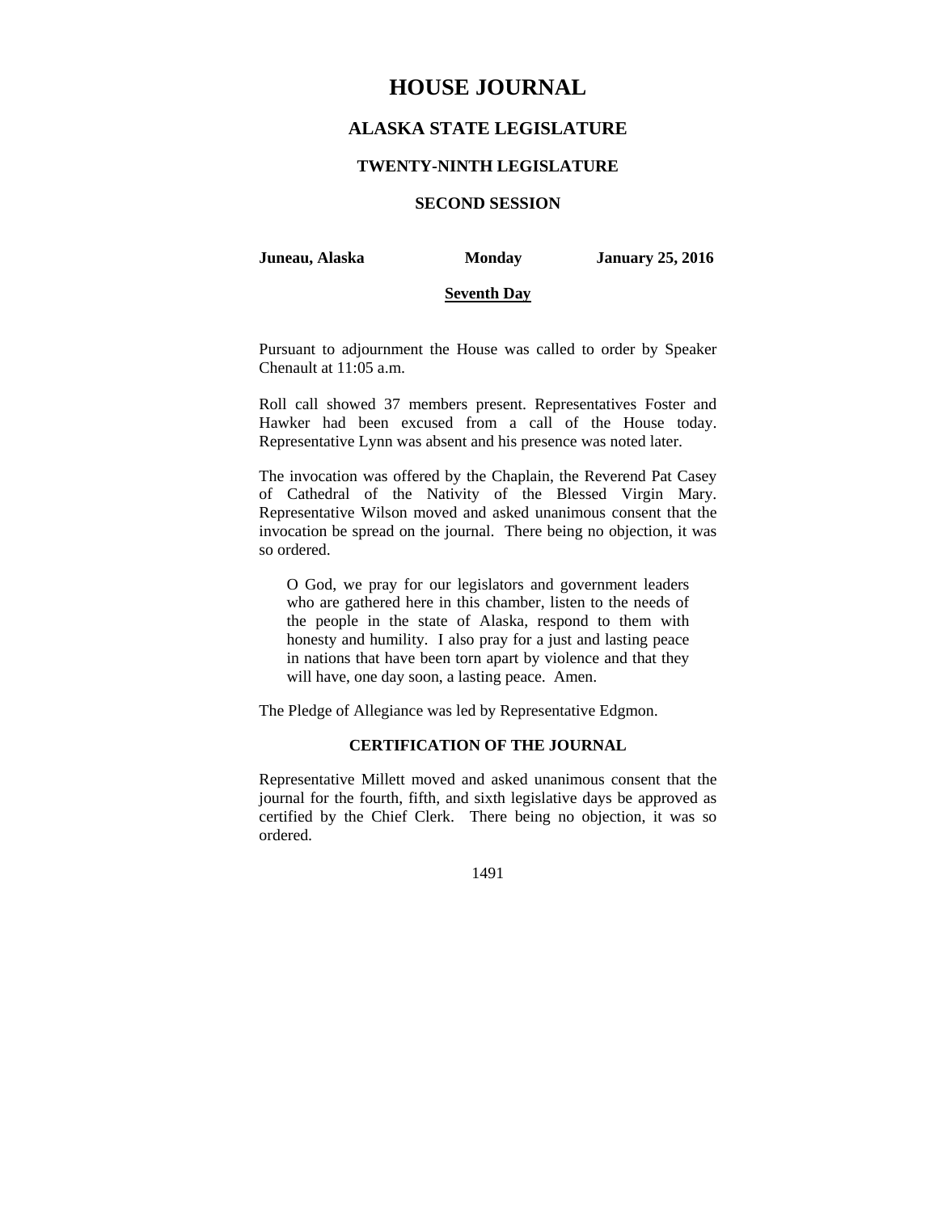# HOUSE JOURNAL

## ALASKA STATE LEGISLATURE

### TWENTY-NINTH LEGISLATURE

### SECOND SESSION

**Juneau, Alaska** **Monday** **January 25, 2016**

**Seventh Day**

Pursuant to adjournment the House was called to order by Speaker Chenault at 11:05 a.m.

Roll call showed 37 members present. Representatives Foster and Hawker had been excused from a call of the House today. Representative Lynn was absent and his presence was noted later.

The invocation was offered by the Chaplain, the Reverend Pat Casey of Cathedral of the Nativity of the Blessed Virgin Mary. Representative Wilson moved and asked unanimous consent that the invocation be spread on the journal. There being no objection, it was so ordered.

> O God, we pray for our legislators and government leaders who are gathered here in this chamber, listen to the needs of the people in the state of Alaska, respond to them with honesty and humility. I also pray for a just and lasting peace in nations that have been torn apart by violence and that they will have, one day soon, a lasting peace. Amen.

The Pledge of Allegiance was led by Representative Edgmon.

### CERTIFICATION OF THE JOURNAL

Representative Millett moved and asked unanimous consent that the journal for the fourth, fifth, and sixth legislative days be approved as certified by the Chief Clerk. There being no objection, it was so ordered.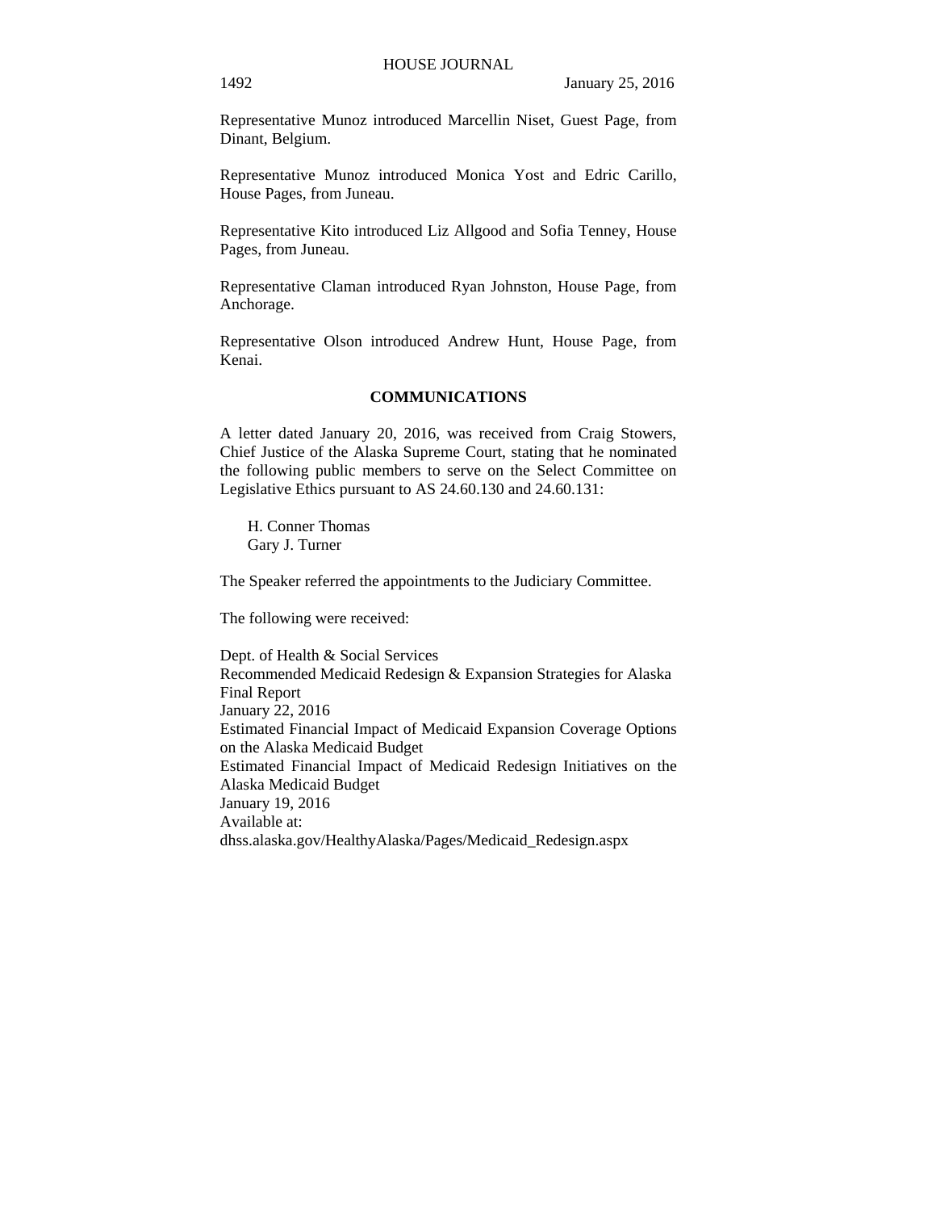Representative Munoz introduced Marcellin Niset, Guest Page, from Dinant, Belgium.

Representative Munoz introduced Monica Yost and Edric Carillo, House Pages, from Juneau.

Representative Kito introduced Liz Allgood and Sofia Tenney, House Pages, from Juneau.

Representative Claman introduced Ryan Johnston, House Page, from Anchorage.

Representative Olson introduced Andrew Hunt, House Page, from Kenai.

## COMMUNICATIONS

A letter dated January 20, 2016, was received from Craig Stowers, Chief Justice of the Alaska Supreme Court, stating that he nominated the following public members to serve on the Select Committee on Legislative Ethics pursuant to AS 24.60.130 and 24.60.131:

H. Conner Thomas
Gary J. Turner

The Speaker referred the appointments to the Judiciary Committee.

The following were received:

Dept. of Health & Social Services
Recommended Medicaid Redesign & Expansion Strategies for Alaska
Final Report
January 22, 2016
Estimated Financial Impact of Medicaid Expansion Coverage Options on the Alaska Medicaid Budget
Estimated Financial Impact of Medicaid Redesign Initiatives on the Alaska Medicaid Budget
January 19, 2016
Available at:
dhss.alaska.gov/HealthyAlaska/Pages/Medicaid_Redesign.aspx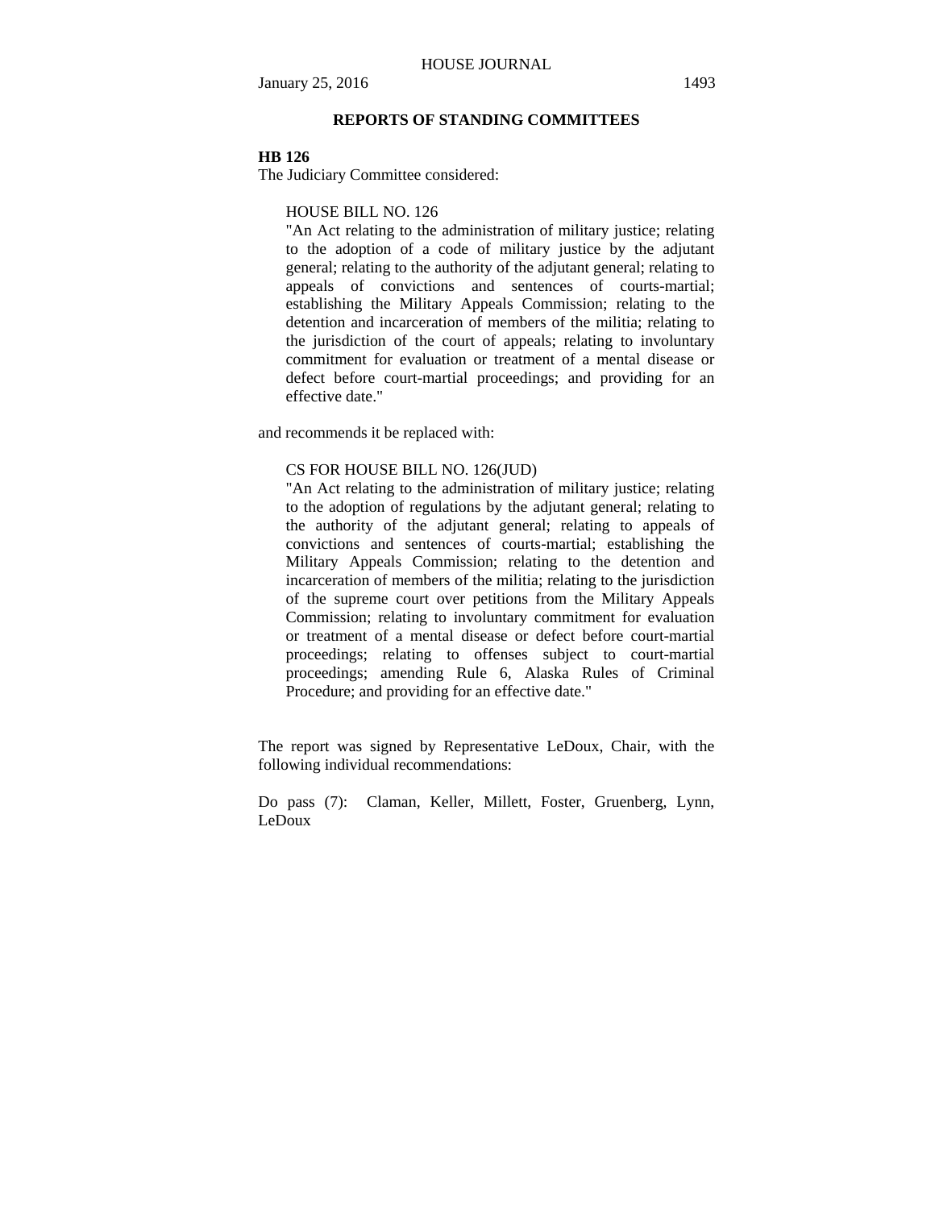## REPORTS OF STANDING COMMITTEES

**HB 126**

The Judiciary Committee considered:

> HOUSE BILL NO. 126
>
> "An Act relating to the administration of military justice; relating to the adoption of a code of military justice by the adjutant general; relating to the authority of the adjutant general; relating to appeals of convictions and sentences of courts-martial; establishing the Military Appeals Commission; relating to the detention and incarceration of members of the militia; relating to the jurisdiction of the court of appeals; relating to involuntary commitment for evaluation or treatment of a mental disease or defect before court-martial proceedings; and providing for an effective date."

and recommends it be replaced with:

> CS FOR HOUSE BILL NO. 126(JUD)
>
> "An Act relating to the administration of military justice; relating to the adoption of regulations by the adjutant general; relating to the authority of the adjutant general; relating to appeals of convictions and sentences of courts-martial; establishing the Military Appeals Commission; relating to the detention and incarceration of members of the militia; relating to the jurisdiction of the supreme court over petitions from the Military Appeals Commission; relating to involuntary commitment for evaluation or treatment of a mental disease or defect before court-martial proceedings; relating to offenses subject to court-martial proceedings; amending Rule 6, Alaska Rules of Criminal Procedure; and providing for an effective date."

The report was signed by Representative LeDoux, Chair, with the following individual recommendations:

Do pass (7): Claman, Keller, Millett, Foster, Gruenberg, Lynn, LeDoux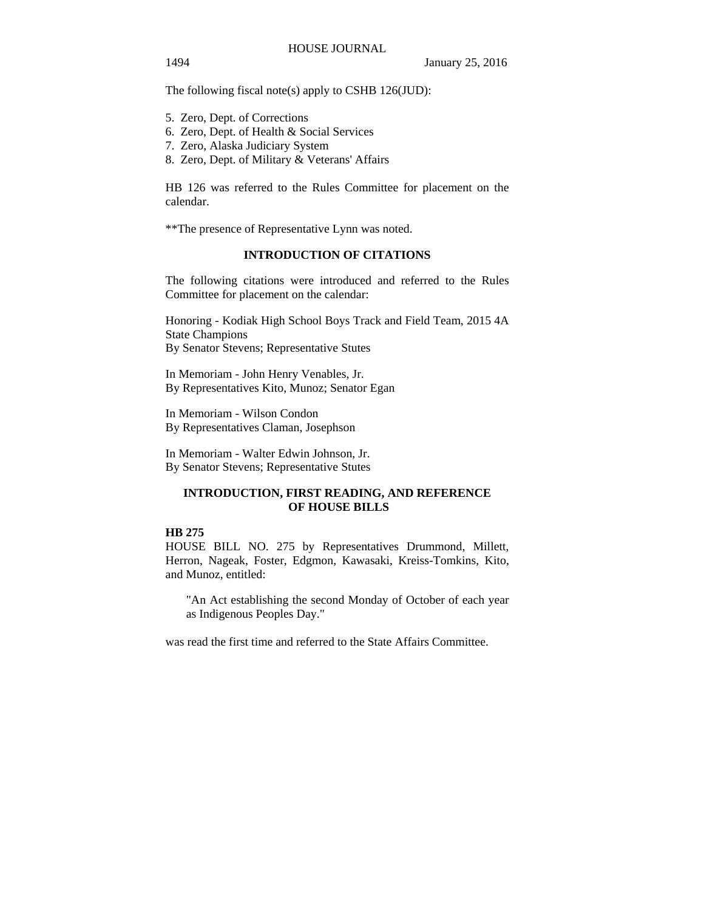The following fiscal note(s) apply to CSHB 126(JUD):

5. Zero, Dept. of Corrections
6. Zero, Dept. of Health & Social Services
7. Zero, Alaska Judiciary System
8. Zero, Dept. of Military & Veterans' Affairs

HB 126 was referred to the Rules Committee for placement on the calendar.

**The presence of Representative Lynn was noted.

## INTRODUCTION OF CITATIONS

The following citations were introduced and referred to the Rules Committee for placement on the calendar:

Honoring - Kodiak High School Boys Track and Field Team, 2015 4A State Champions
By Senator Stevens; Representative Stutes

In Memoriam - John Henry Venables, Jr.
By Representatives Kito, Munoz; Senator Egan

In Memoriam - Wilson Condon
By Representatives Claman, Josephson

In Memoriam - Walter Edwin Johnson, Jr.
By Senator Stevens; Representative Stutes

## INTRODUCTION, FIRST READING, AND REFERENCE OF HOUSE BILLS

**HB 275**

HOUSE BILL NO. 275 by Representatives Drummond, Millett, Herron, Nageak, Foster, Edgmon, Kawasaki, Kreiss-Tomkins, Kito, and Munoz, entitled:

> "An Act establishing the second Monday of October of each year as Indigenous Peoples Day."

was read the first time and referred to the State Affairs Committee.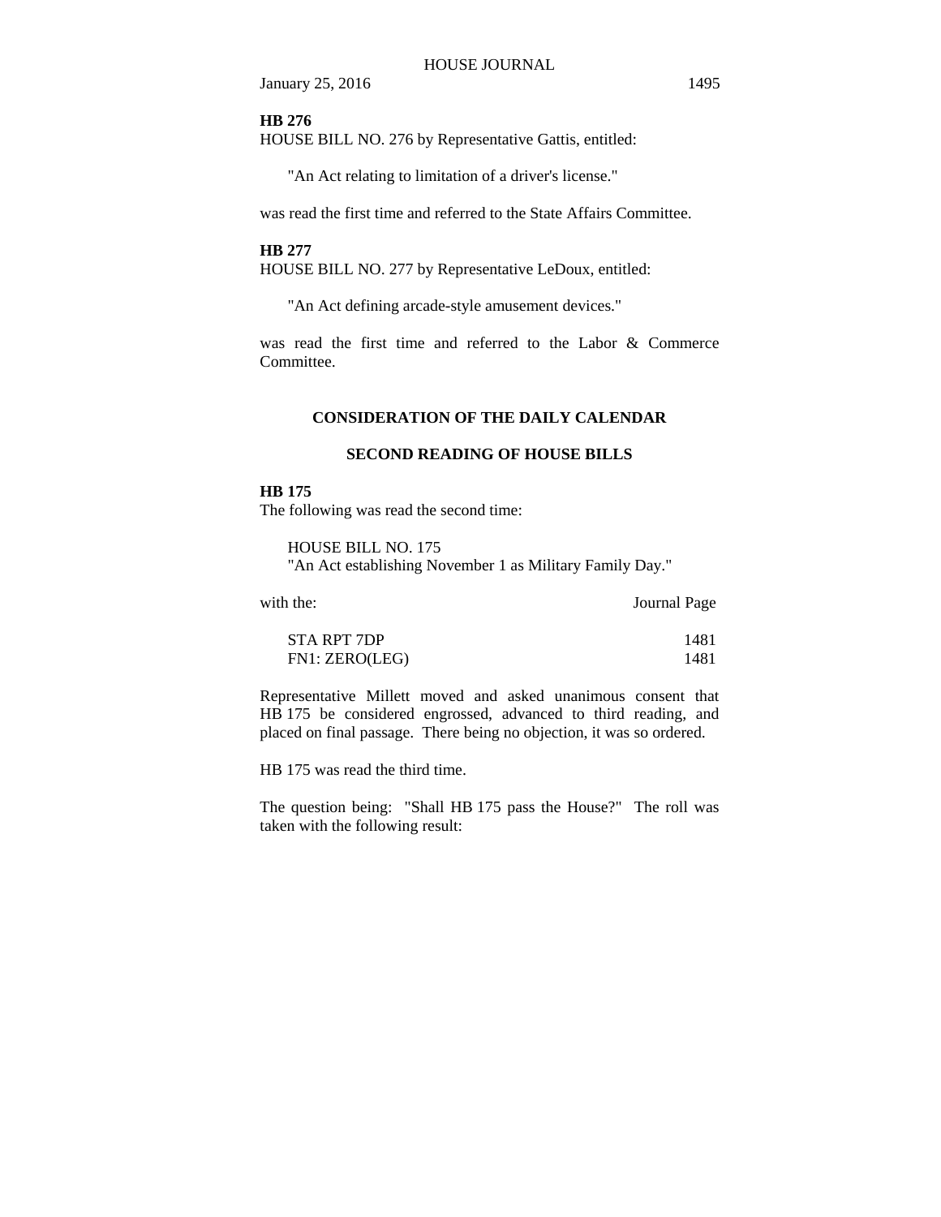**HB 276**

HOUSE BILL NO. 276 by Representative Gattis, entitled:

"An Act relating to limitation of a driver's license."

was read the first time and referred to the State Affairs Committee.

**HB 277**

HOUSE BILL NO. 277 by Representative LeDoux, entitled:

"An Act defining arcade-style amusement devices."

was read the first time and referred to the Labor & Commerce Committee.

## CONSIDERATION OF THE DAILY CALENDAR

## SECOND READING OF HOUSE BILLS

**HB 175**

The following was read the second time:

HOUSE BILL NO. 175
"An Act establishing November 1 as Military Family Day."

| with the: | Journal Page |
|---|---|
| STA RPT 7DP | 1481 |
| FN1: ZERO(LEG) | 1481 |

Representative Millett moved and asked unanimous consent that HB 175 be considered engrossed, advanced to third reading, and placed on final passage. There being no objection, it was so ordered.

HB 175 was read the third time.

The question being: "Shall HB 175 pass the House?" The roll was taken with the following result: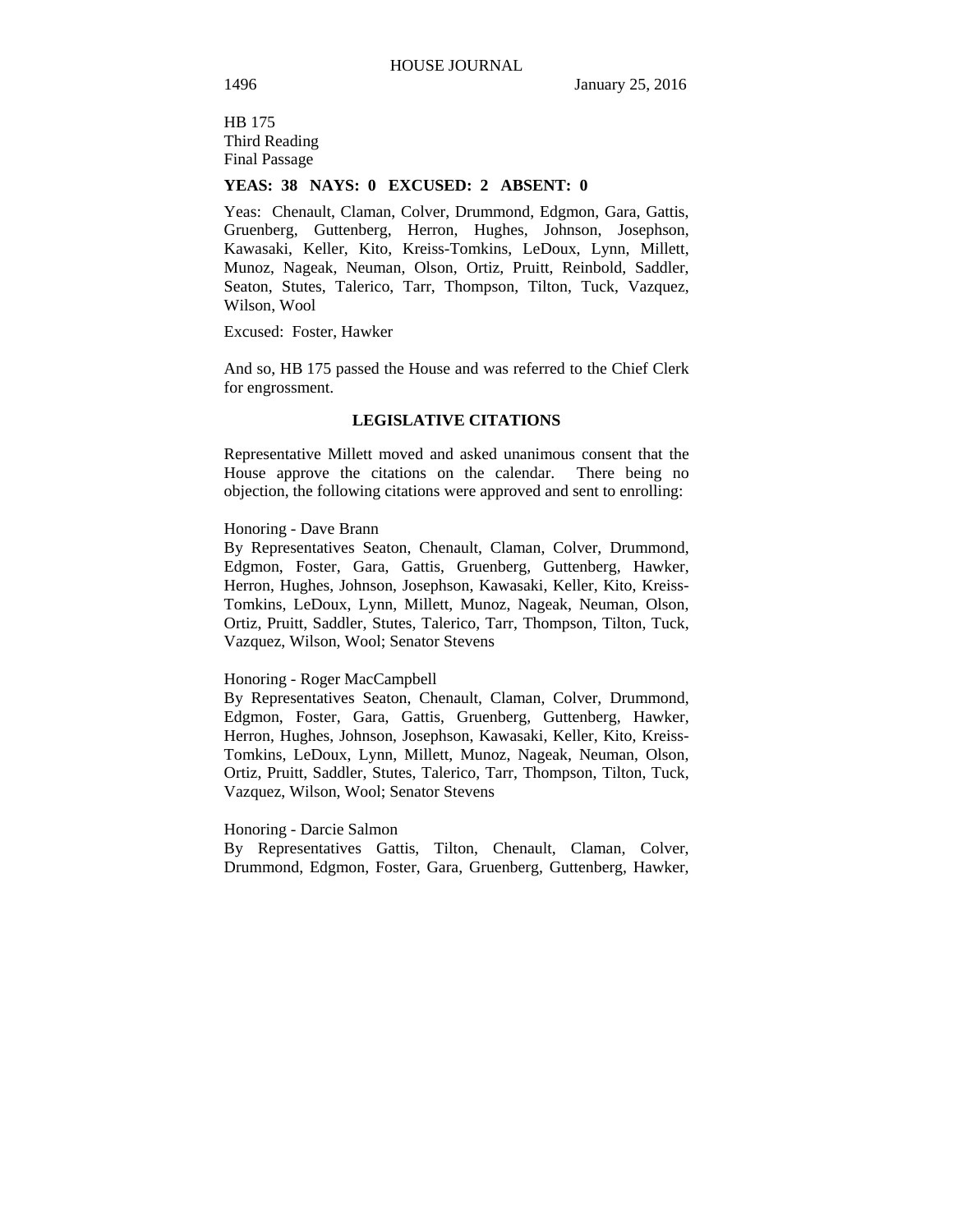HB 175
Third Reading
Final Passage

**YEAS: 38 NAYS: 0 EXCUSED: 2 ABSENT: 0**

Yeas: Chenault, Claman, Colver, Drummond, Edgmon, Gara, Gattis, Gruenberg, Guttenberg, Herron, Hughes, Johnson, Josephson, Kawasaki, Keller, Kito, Kreiss-Tomkins, LeDoux, Lynn, Millett, Munoz, Nageak, Neuman, Olson, Ortiz, Pruitt, Reinbold, Saddler, Seaton, Stutes, Talerico, Tarr, Thompson, Tilton, Tuck, Vazquez, Wilson, Wool

Excused: Foster, Hawker

And so, HB 175 passed the House and was referred to the Chief Clerk for engrossment.

**LEGISLATIVE CITATIONS**

Representative Millett moved and asked unanimous consent that the House approve the citations on the calendar. There being no objection, the following citations were approved and sent to enrolling:

Honoring - Dave Brann
By Representatives Seaton, Chenault, Claman, Colver, Drummond, Edgmon, Foster, Gara, Gattis, Gruenberg, Guttenberg, Hawker, Herron, Hughes, Johnson, Josephson, Kawasaki, Keller, Kito, Kreiss-Tomkins, LeDoux, Lynn, Millett, Munoz, Nageak, Neuman, Olson, Ortiz, Pruitt, Saddler, Stutes, Talerico, Tarr, Thompson, Tilton, Tuck, Vazquez, Wilson, Wool; Senator Stevens

Honoring - Roger MacCampbell
By Representatives Seaton, Chenault, Claman, Colver, Drummond, Edgmon, Foster, Gara, Gattis, Gruenberg, Guttenberg, Hawker, Herron, Hughes, Johnson, Josephson, Kawasaki, Keller, Kito, Kreiss-Tomkins, LeDoux, Lynn, Millett, Munoz, Nageak, Neuman, Olson, Ortiz, Pruitt, Saddler, Stutes, Talerico, Tarr, Thompson, Tilton, Tuck, Vazquez, Wilson, Wool; Senator Stevens

Honoring - Darcie Salmon
By Representatives Gattis, Tilton, Chenault, Claman, Colver, Drummond, Edgmon, Foster, Gara, Gruenberg, Guttenberg, Hawker,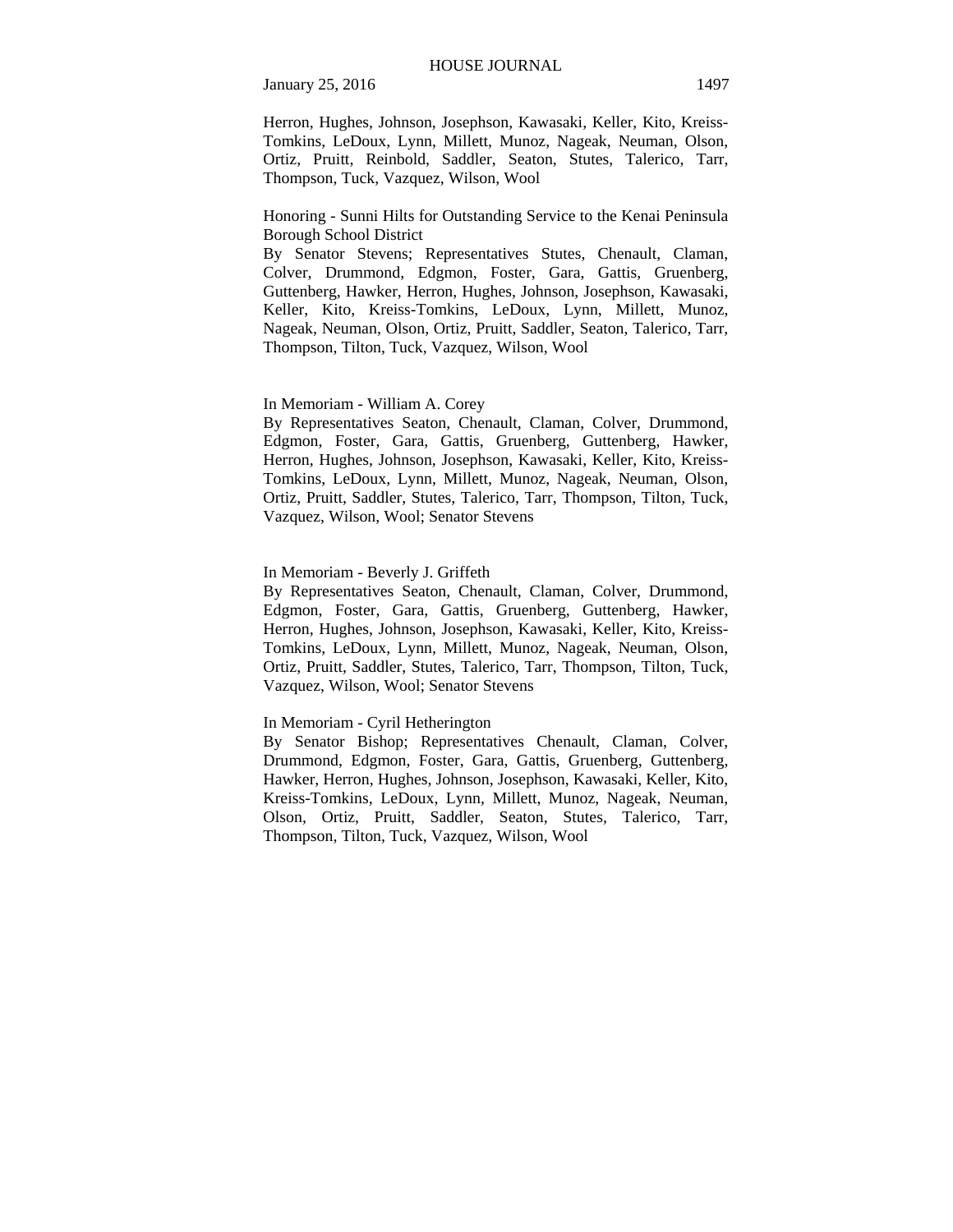Herron, Hughes, Johnson, Josephson, Kawasaki, Keller, Kito, Kreiss-Tomkins, LeDoux, Lynn, Millett, Munoz, Nageak, Neuman, Olson, Ortiz, Pruitt, Reinbold, Saddler, Seaton, Stutes, Talerico, Tarr, Thompson, Tuck, Vazquez, Wilson, Wool

Honoring - Sunni Hilts for Outstanding Service to the Kenai Peninsula Borough School District
By Senator Stevens; Representatives Stutes, Chenault, Claman, Colver, Drummond, Edgmon, Foster, Gara, Gattis, Gruenberg, Guttenberg, Hawker, Herron, Hughes, Johnson, Josephson, Kawasaki, Keller, Kito, Kreiss-Tomkins, LeDoux, Lynn, Millett, Munoz, Nageak, Neuman, Olson, Ortiz, Pruitt, Saddler, Seaton, Talerico, Tarr, Thompson, Tilton, Tuck, Vazquez, Wilson, Wool

In Memoriam - William A. Corey
By Representatives Seaton, Chenault, Claman, Colver, Drummond, Edgmon, Foster, Gara, Gattis, Gruenberg, Guttenberg, Hawker, Herron, Hughes, Johnson, Josephson, Kawasaki, Keller, Kito, Kreiss-Tomkins, LeDoux, Lynn, Millett, Munoz, Nageak, Neuman, Olson, Ortiz, Pruitt, Saddler, Stutes, Talerico, Tarr, Thompson, Tilton, Tuck, Vazquez, Wilson, Wool; Senator Stevens

In Memoriam - Beverly J. Griffeth
By Representatives Seaton, Chenault, Claman, Colver, Drummond, Edgmon, Foster, Gara, Gattis, Gruenberg, Guttenberg, Hawker, Herron, Hughes, Johnson, Josephson, Kawasaki, Keller, Kito, Kreiss-Tomkins, LeDoux, Lynn, Millett, Munoz, Nageak, Neuman, Olson, Ortiz, Pruitt, Saddler, Stutes, Talerico, Tarr, Thompson, Tilton, Tuck, Vazquez, Wilson, Wool; Senator Stevens

In Memoriam - Cyril Hetherington
By Senator Bishop; Representatives Chenault, Claman, Colver, Drummond, Edgmon, Foster, Gara, Gattis, Gruenberg, Guttenberg, Hawker, Herron, Hughes, Johnson, Josephson, Kawasaki, Keller, Kito, Kreiss-Tomkins, LeDoux, Lynn, Millett, Munoz, Nageak, Neuman, Olson, Ortiz, Pruitt, Saddler, Seaton, Stutes, Talerico, Tarr, Thompson, Tilton, Tuck, Vazquez, Wilson, Wool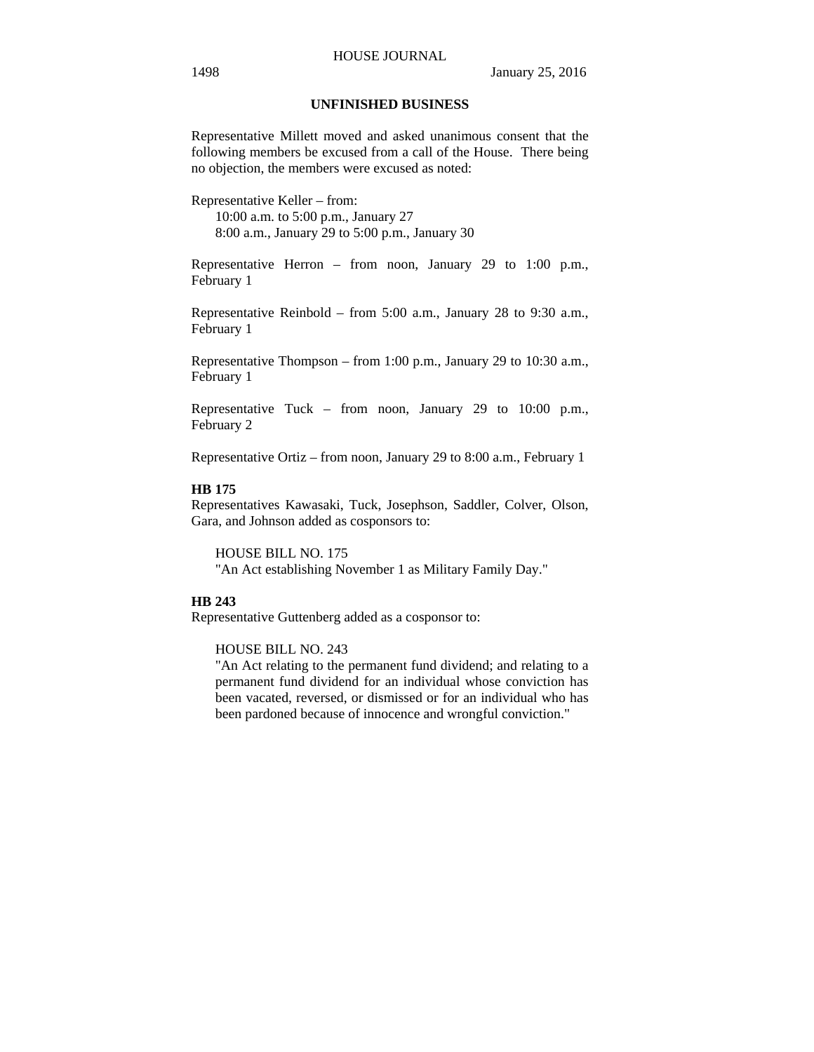**UNFINISHED BUSINESS**

Representative Millett moved and asked unanimous consent that the following members be excused from a call of the House. There being no objection, the members were excused as noted:

Representative Keller – from:
10:00 a.m. to 5:00 p.m., January 27
8:00 a.m., January 29 to 5:00 p.m., January 30

Representative Herron – from noon, January 29 to 1:00 p.m., February 1

Representative Reinbold – from 5:00 a.m., January 28 to 9:30 a.m., February 1

Representative Thompson – from 1:00 p.m., January 29 to 10:30 a.m., February 1

Representative Tuck – from noon, January 29 to 10:00 p.m., February 2

Representative Ortiz – from noon, January 29 to 8:00 a.m., February 1

**HB 175**

Representatives Kawasaki, Tuck, Josephson, Saddler, Colver, Olson, Gara, and Johnson added as cosponsors to:

HOUSE BILL NO. 175
"An Act establishing November 1 as Military Family Day."

**HB 243**

Representative Guttenberg added as a cosponsor to:

HOUSE BILL NO. 243
"An Act relating to the permanent fund dividend; and relating to a permanent fund dividend for an individual whose conviction has been vacated, reversed, or dismissed or for an individual who has been pardoned because of innocence and wrongful conviction."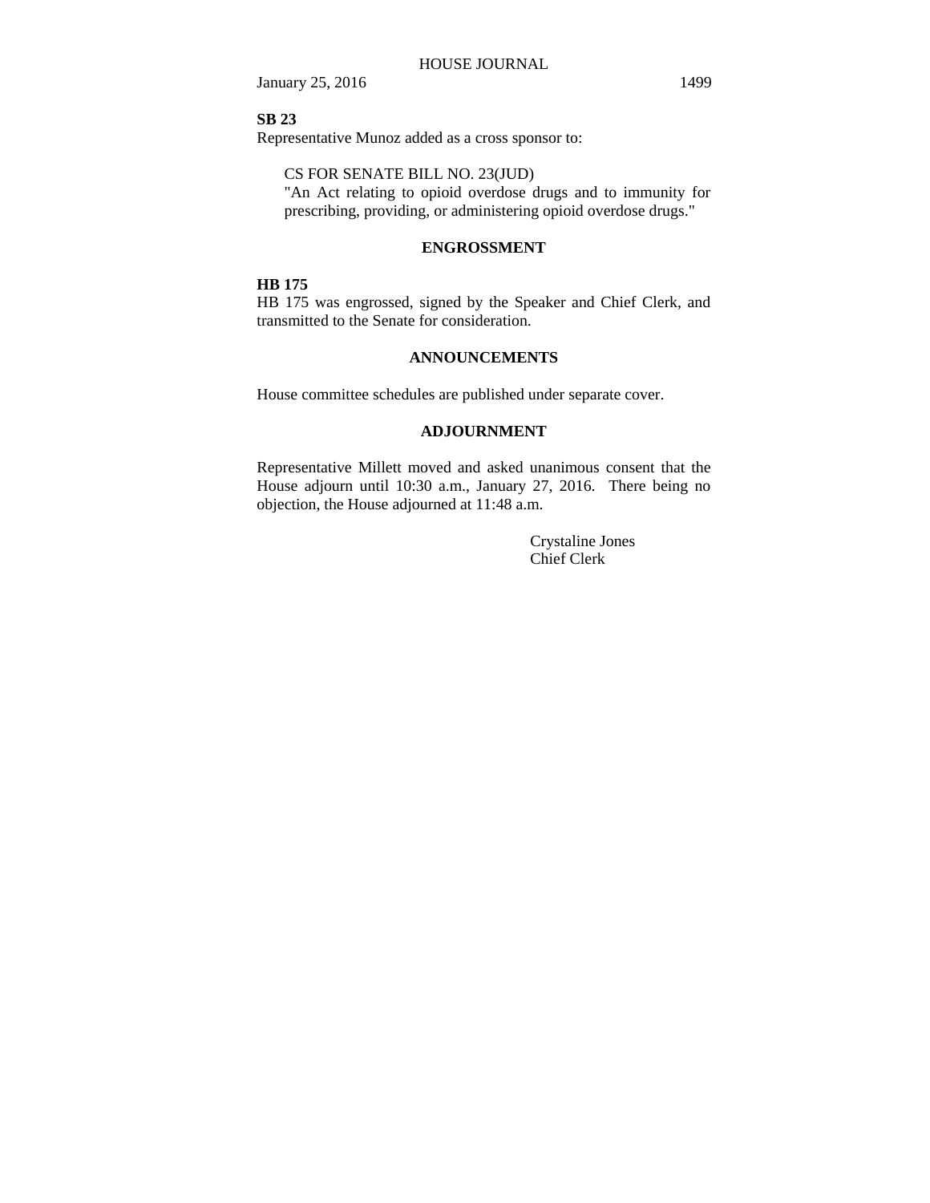**SB 23**
Representative Munoz added as a cross sponsor to:

> CS FOR SENATE BILL NO. 23(JUD)
> "An Act relating to opioid overdose drugs and to immunity for prescribing, providing, or administering opioid overdose drugs."

## ENGROSSMENT

**HB 175**
HB 175 was engrossed, signed by the Speaker and Chief Clerk, and transmitted to the Senate for consideration.

## ANNOUNCEMENTS

House committee schedules are published under separate cover.

## ADJOURNMENT

Representative Millett moved and asked unanimous consent that the House adjourn until 10:30 a.m., January 27, 2016. There being no objection, the House adjourned at 11:48 a.m.

Crystaline Jones
Chief Clerk